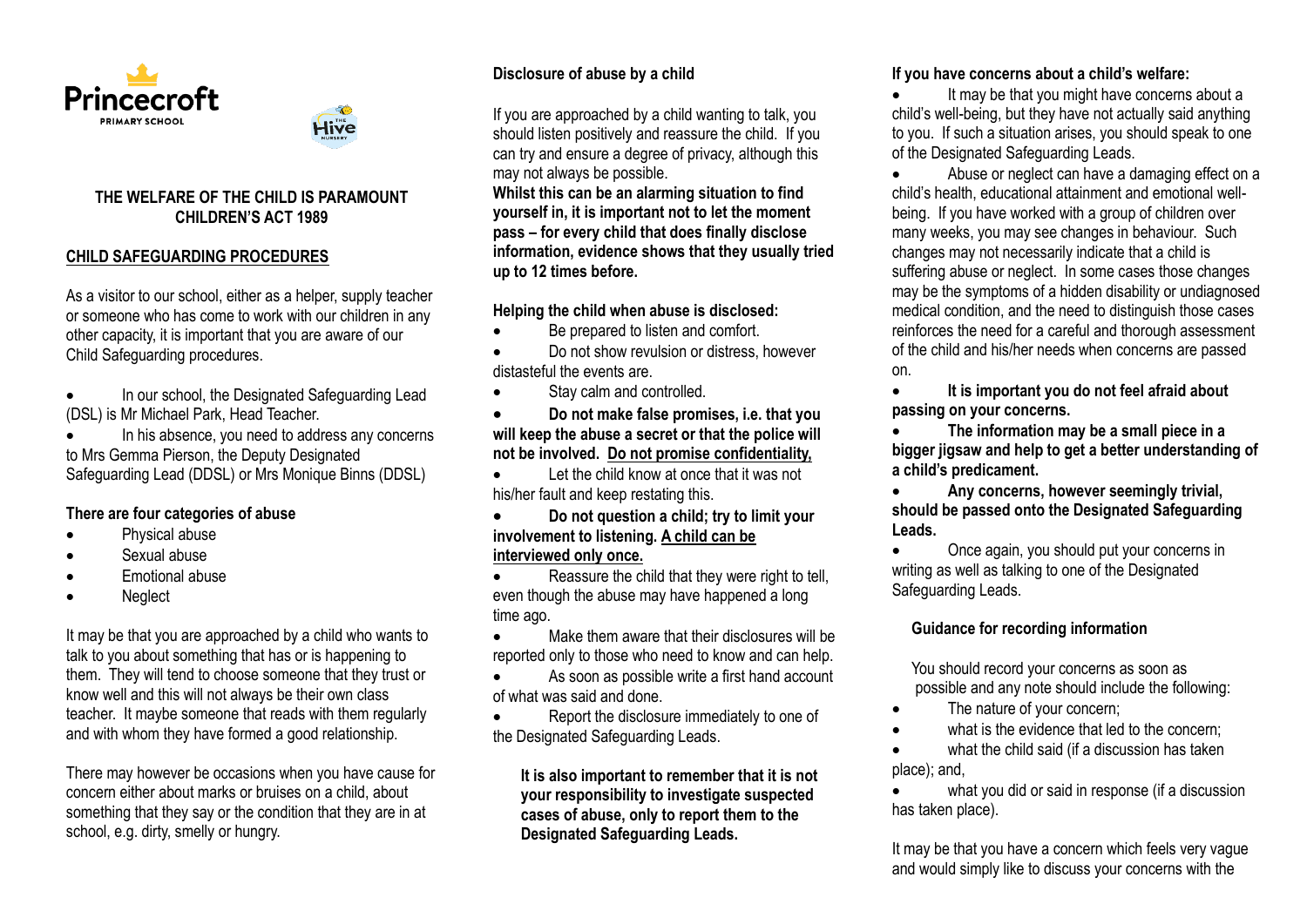Princecroft PRIMARY SCHOOL

THE Hive NURSERY

**THE WELFARE OF THE CHILD IS PARAMOUNT**
**CHILDREN'S ACT 1989**

## CHILD SAFEGUARDING PROCEDURES

As a visitor to our school, either as a helper, supply teacher or someone who has come to work with our children in any other capacity, it is important that you are aware of our Child Safeguarding procedures.

- In our school, the Designated Safeguarding Lead (DSL) is Mr Michael Park, Head Teacher.
- In his absence, you need to address any concerns to Mrs Gemma Pierson, the Deputy Designated Safeguarding Lead (DDSL) or Mrs Monique Binns (DDSL)

**There are four categories of abuse**

- Physical abuse
- Sexual abuse
- Emotional abuse
- Neglect

It may be that you are approached by a child who wants to talk to you about something that has or is happening to them. They will tend to choose someone that they trust or know well and this will not always be their own class teacher. It maybe someone that reads with them regularly and with whom they have formed a good relationship.

There may however be occasions when you have cause for concern either about marks or bruises on a child, about something that they say or the condition that they are in at school, e.g. dirty, smelly or hungry.

**Disclosure of abuse by a child**

If you are approached by a child wanting to talk, you should listen positively and reassure the child. If you can try and ensure a degree of privacy, although this may not always be possible.

**Whilst this can be an alarming situation to find yourself in, it is important not to let the moment pass – for every child that does finally disclose information, evidence shows that they usually tried up to 12 times before.**

**Helping the child when abuse is disclosed:**

- Be prepared to listen and comfort.
- Do not show revulsion or distress, however distasteful the events are.
- Stay calm and controlled.
- **Do not make false promises, i.e. that you will keep the abuse a secret or that the police will not be involved. Do not promise confidentiality,**
- Let the child know at once that it was not his/her fault and keep restating this.
- **Do not question a child; try to limit your involvement to listening. A child can be interviewed only once.**
- Reassure the child that they were right to tell, even though the abuse may have happened a long time ago.
- Make them aware that their disclosures will be reported only to those who need to know and can help.
- As soon as possible write a first hand account of what was said and done.
- Report the disclosure immediately to one of the Designated Safeguarding Leads.

**It is also important to remember that it is not your responsibility to investigate suspected cases of abuse, only to report them to the Designated Safeguarding Leads.**

**If you have concerns about a child's welfare:**

- It may be that you might have concerns about a child's well-being, but they have not actually said anything to you. If such a situation arises, you should speak to one of the Designated Safeguarding Leads.
- Abuse or neglect can have a damaging effect on a child's health, educational attainment and emotional well-being. If you have worked with a group of children over many weeks, you may see changes in behaviour. Such changes may not necessarily indicate that a child is suffering abuse or neglect. In some cases those changes may be the symptoms of a hidden disability or undiagnosed medical condition, and the need to distinguish those cases reinforces the need for a careful and thorough assessment of the child and his/her needs when concerns are passed on.
- **It is important you do not feel afraid about passing on your concerns.**
- **The information may be a small piece in a bigger jigsaw and help to get a better understanding of a child's predicament.**
- **Any concerns, however seemingly trivial, should be passed onto the Designated Safeguarding Leads.**
- Once again, you should put your concerns in writing as well as talking to one of the Designated Safeguarding Leads.

**Guidance for recording information**

You should record your concerns as soon as possible and any note should include the following:

- The nature of your concern;
- what is the evidence that led to the concern;
- what the child said (if a discussion has taken place); and,
- what you did or said in response (if a discussion has taken place).

It may be that you have a concern which feels very vague and would simply like to discuss your concerns with the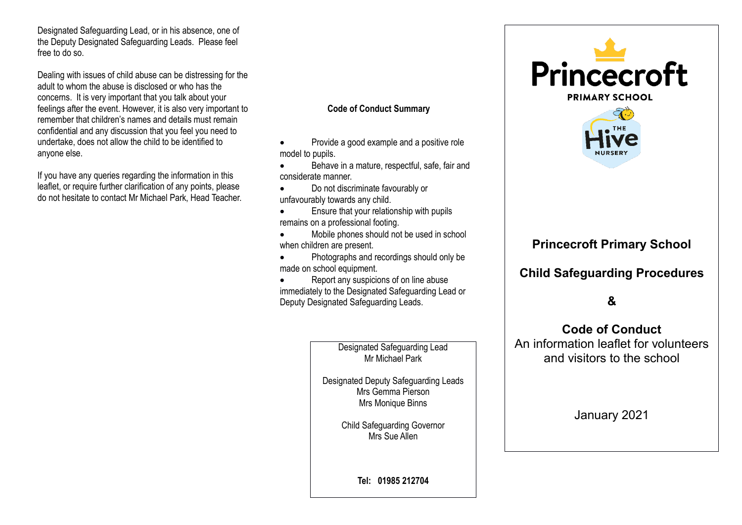Designated Safeguarding Lead, or in his absence, one of the Deputy Designated Safeguarding Leads. Please feel free to do so.

Dealing with issues of child abuse can be distressing for the adult to whom the abuse is disclosed or who has the concerns. It is very important that you talk about your feelings after the event. However, it is also very important to remember that children's names and details must remain confidential and any discussion that you feel you need to undertake, does not allow the child to be identified to anyone else.

If you have any queries regarding the information in this leaflet, or require further clarification of any points, please do not hesitate to contact Mr Michael Park, Head Teacher.

**Code of Conduct Summary**

- Provide a good example and a positive role model to pupils.
- Behave in a mature, respectful, safe, fair and considerate manner.
- Do not discriminate favourably or unfavourably towards any child.
- Ensure that your relationship with pupils remains on a professional footing.
- Mobile phones should not be used in school when children are present.
- Photographs and recordings should only be made on school equipment.
- Report any suspicions of on line abuse immediately to the Designated Safeguarding Lead or Deputy Designated Safeguarding Leads.

Designated Safeguarding Lead
Mr Michael Park

Designated Deputy Safeguarding Leads
Mrs Gemma Pierson
Mrs Monique Binns

Child Safeguarding Governor
Mrs Sue Allen

**Tel: 01985 212704**

Princecroft PRIMARY SCHOOL

THE Hive NURSERY

## Princecroft Primary School

## Child Safeguarding Procedures

## &

## Code of Conduct

An information leaflet for volunteers and visitors to the school

January 2021